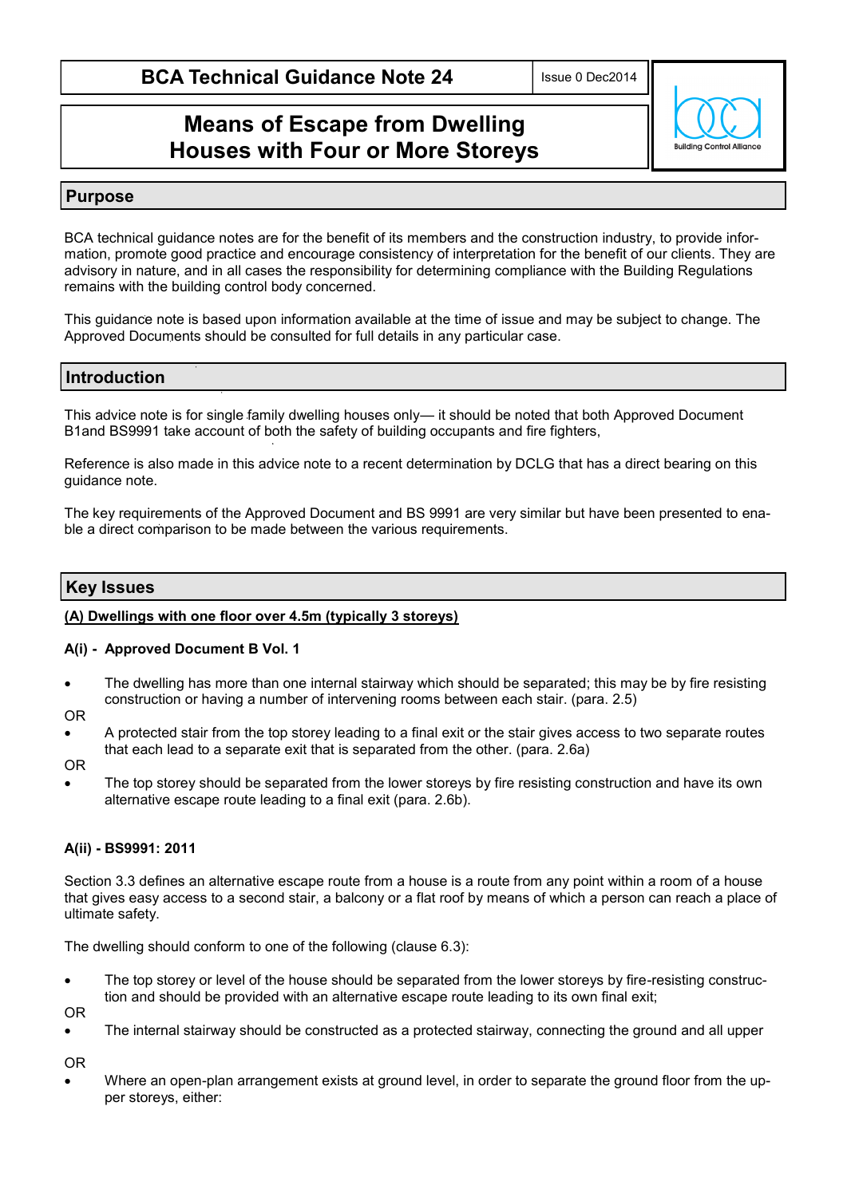# BCA Technical Guidance Note 24

Issue 0 Dec2014

## Means of Escape from Dwelling Houses with Four or More Storeys

## Purpose

BCA technical guidance notes are for the benefit of its members and the construction industry, to provide information, promote good practice and encourage consistency of interpretation for the benefit of our clients. They are advisory in nature, and in all cases the responsibility for determining compliance with the Building Regulations remains with the building control body concerned.

This guidance note is based upon information available at the time of issue and may be subject to change. The Approved Documents should be consulted for full details in any particular case.

## Introduction

This advice note is for single family dwelling houses only— it should be noted that both Approved Document B1and BS9991 take account of both the safety of building occupants and fire fighters,

Reference is also made in this advice note to a recent determination by DCLG that has a direct bearing on this guidance note.

The key requirements of the Approved Document and BS 9991 are very similar but have been presented to enable a direct comparison to be made between the various requirements.

## Key Issues

**(A) Dwellings with one floor over 4.5m (typically 3 storeys)**

**A(i) - Approved Document B Vol. 1**

- The dwelling has more than one internal stairway which should be separated; this may be by fire resisting construction or having a number of intervening rooms between each stair. (para. 2.5)

OR

- A protected stair from the top storey leading to a final exit or the stair gives access to two separate routes that each lead to a separate exit that is separated from the other. (para. 2.6a)

OR

- The top storey should be separated from the lower storeys by fire resisting construction and have its own alternative escape route leading to a final exit (para. 2.6b).

**A(ii) - BS9991: 2011**

Section 3.3 defines an alternative escape route from a house is a route from any point within a room of a house that gives easy access to a second stair, a balcony or a flat roof by means of which a person can reach a place of ultimate safety.

The dwelling should conform to one of the following (clause 6.3):

- The top storey or level of the house should be separated from the lower storeys by fire-resisting construction and should be provided with an alternative escape route leading to its own final exit;

OR

- The internal stairway should be constructed as a protected stairway, connecting the ground and all upper

OR

- Where an open-plan arrangement exists at ground level, in order to separate the ground floor from the upper storeys, either: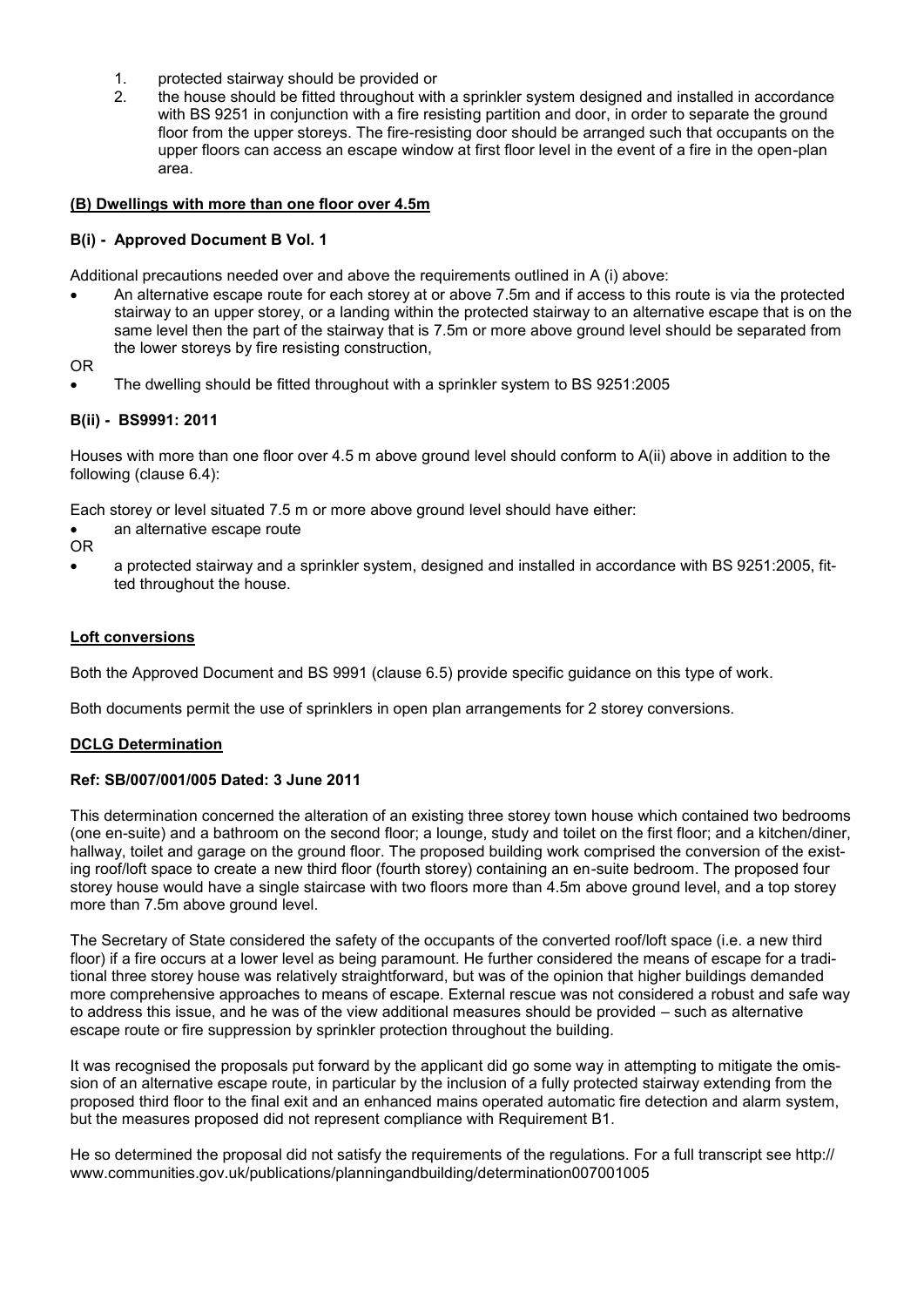1. protected stairway should be provided or
2. the house should be fitted throughout with a sprinkler system designed and installed in accordance with BS 9251 in conjunction with a fire resisting partition and door, in order to separate the ground floor from the upper storeys. The fire-resisting door should be arranged such that occupants on the upper floors can access an escape window at first floor level in the event of a fire in the open-plan area.

**(B) Dwellings with more than one floor over 4.5m**

**B(i) - Approved Document B Vol. 1**

Additional precautions needed over and above the requirements outlined in A (i) above:

- An alternative escape route for each storey at or above 7.5m and if access to this route is via the protected stairway to an upper storey, or a landing within the protected stairway to an alternative escape that is on the same level then the part of the stairway that is 7.5m or more above ground level should be separated from the lower storeys by fire resisting construction,

OR

- The dwelling should be fitted throughout with a sprinkler system to BS 9251:2005

**B(ii) - BS9991: 2011**

Houses with more than one floor over 4.5 m above ground level should conform to A(ii) above in addition to the following (clause 6.4):

Each storey or level situated 7.5 m or more above ground level should have either:

- an alternative escape route

OR

- a protected stairway and a sprinkler system, designed and installed in accordance with BS 9251:2005, fitted throughout the house.

**Loft conversions**

Both the Approved Document and BS 9991 (clause 6.5) provide specific guidance on this type of work.

Both documents permit the use of sprinklers in open plan arrangements for 2 storey conversions.

**DCLG Determination**

**Ref: SB/007/001/005 Dated: 3 June 2011**

This determination concerned the alteration of an existing three storey town house which contained two bedrooms (one en-suite) and a bathroom on the second floor; a lounge, study and toilet on the first floor; and a kitchen/diner, hallway, toilet and garage on the ground floor. The proposed building work comprised the conversion of the existing roof/loft space to create a new third floor (fourth storey) containing an en-suite bedroom. The proposed four storey house would have a single staircase with two floors more than 4.5m above ground level, and a top storey more than 7.5m above ground level.

The Secretary of State considered the safety of the occupants of the converted roof/loft space (i.e. a new third floor) if a fire occurs at a lower level as being paramount. He further considered the means of escape for a traditional three storey house was relatively straightforward, but was of the opinion that higher buildings demanded more comprehensive approaches to means of escape. External rescue was not considered a robust and safe way to address this issue, and he was of the view additional measures should be provided – such as alternative escape route or fire suppression by sprinkler protection throughout the building.

It was recognised the proposals put forward by the applicant did go some way in attempting to mitigate the omission of an alternative escape route, in particular by the inclusion of a fully protected stairway extending from the proposed third floor to the final exit and an enhanced mains operated automatic fire detection and alarm system, but the measures proposed did not represent compliance with Requirement B1.

He so determined the proposal did not satisfy the requirements of the regulations. For a full transcript see http://www.communities.gov.uk/publications/planningandbuilding/determination007001005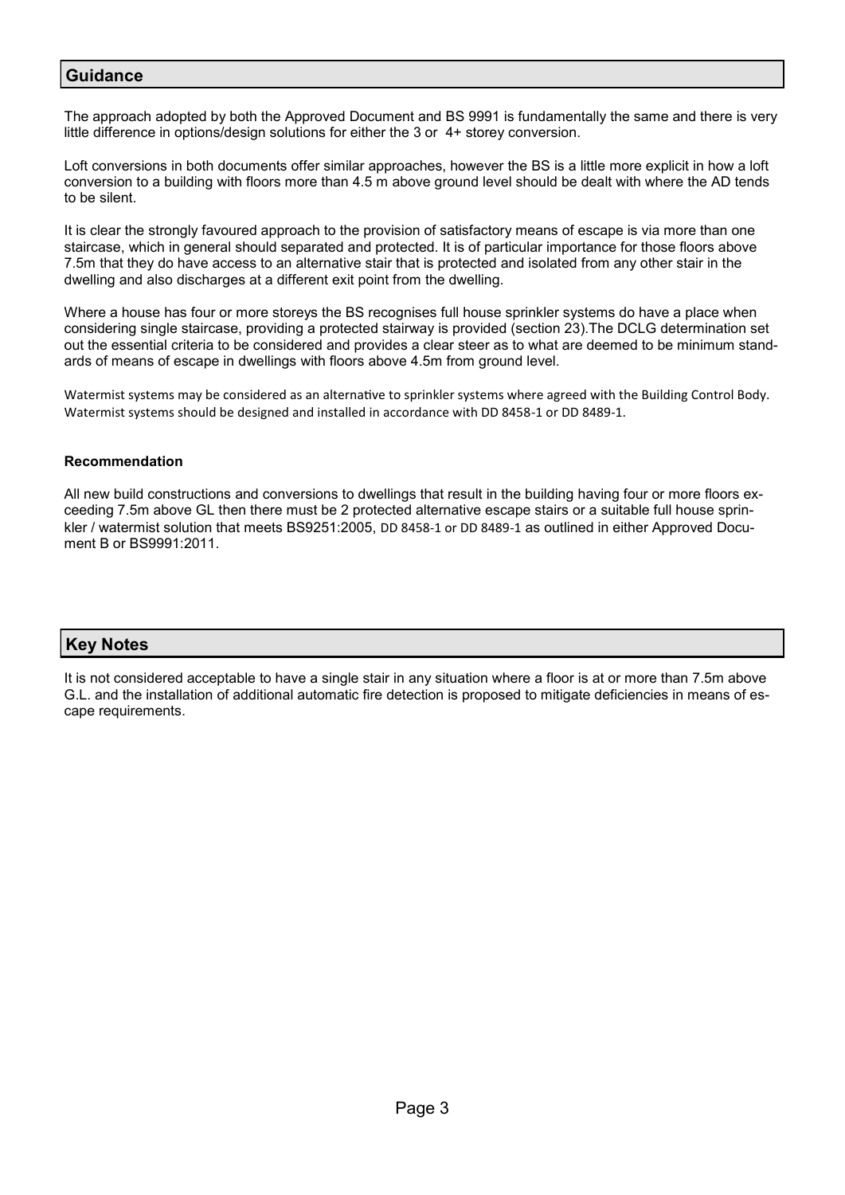## Guidance

The approach adopted by both the Approved Document and BS 9991 is fundamentally the same and there is very little difference in options/design solutions for either the 3 or 4+ storey conversion.

Loft conversions in both documents offer similar approaches, however the BS is a little more explicit in how a loft conversion to a building with floors more than 4.5 m above ground level should be dealt with where the AD tends to be silent.

It is clear the strongly favoured approach to the provision of satisfactory means of escape is via more than one staircase, which in general should separated and protected. It is of particular importance for those floors above 7.5m that they do have access to an alternative stair that is protected and isolated from any other stair in the dwelling and also discharges at a different exit point from the dwelling.

Where a house has four or more storeys the BS recognises full house sprinkler systems do have a place when considering single staircase, providing a protected stairway is provided (section 23).The DCLG determination set out the essential criteria to be considered and provides a clear steer as to what are deemed to be minimum standards of means of escape in dwellings with floors above 4.5m from ground level.

Watermist systems may be considered as an alternative to sprinkler systems where agreed with the Building Control Body. Watermist systems should be designed and installed in accordance with DD 8458-1 or DD 8489-1.

**Recommendation**

All new build constructions and conversions to dwellings that result in the building having four or more floors exceeding 7.5m above GL then there must be 2 protected alternative escape stairs or a suitable full house sprinkler / watermist solution that meets BS9251:2005, DD 8458-1 or DD 8489-1 as outlined in either Approved Document B or BS9991:2011.

## Key Notes

It is not considered acceptable to have a single stair in any situation where a floor is at or more than 7.5m above G.L. and the installation of additional automatic fire detection is proposed to mitigate deficiencies in means of escape requirements.